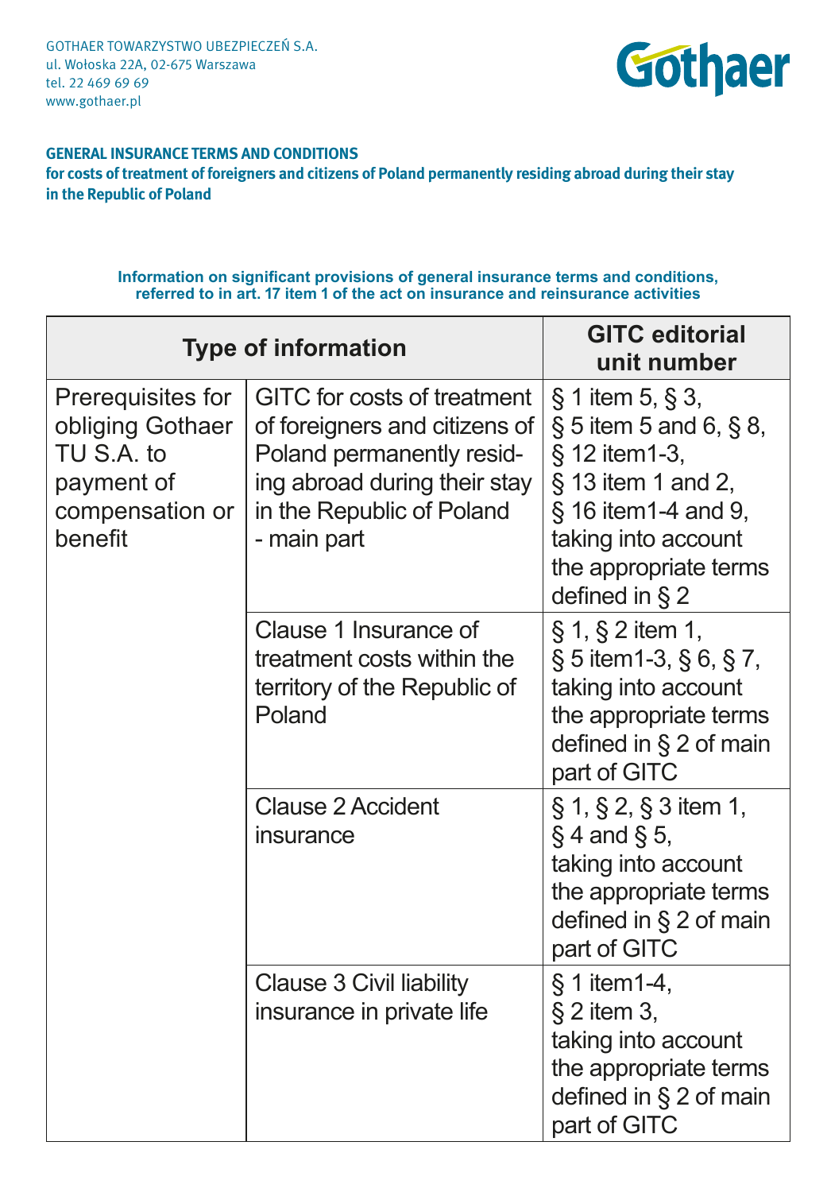GOTHAER TOWARZYSTWO UBEZPIECZEŃ S.A.
ul. Wołoska 22A, 02-675 Warszawa
tel. 22 469 69 69
www.gothaer.pl

Gothaer

**GENERAL INSURANCE TERMS AND CONDITIONS**
**for costs of treatment of foreigners and citizens of Poland permanently residing abroad during their stay in the Republic of Poland**

**Information on significant provisions of general insurance terms and conditions, referred to in art. 17 item 1 of the act on insurance and reinsurance activities**

| Type of information | | GITC editorial unit number |
|---|---|---|
| Prerequisites for obliging Gothaer TU S.A. to payment of compensation or benefit | GITC for costs of treatment of foreigners and citizens of Poland permanently residing abroad during their stay in the Republic of Poland - main part | § 1 item 5, § 3, § 5 item 5 and 6, § 8, § 12 item1-3, § 13 item 1 and 2, § 16 item1-4 and 9, taking into account the appropriate terms defined in § 2 |
| | Clause 1 Insurance of treatment costs within the territory of the Republic of Poland | § 1, § 2 item 1, § 5 item1-3, § 6, § 7, taking into account the appropriate terms defined in § 2 of main part of GITC |
| | Clause 2 Accident insurance | § 1, § 2, § 3 item 1, § 4 and § 5, taking into account the appropriate terms defined in § 2 of main part of GITC |
| | Clause 3 Civil liability insurance in private life | § 1 item1-4, § 2 item 3, taking into account the appropriate terms defined in § 2 of main part of GITC |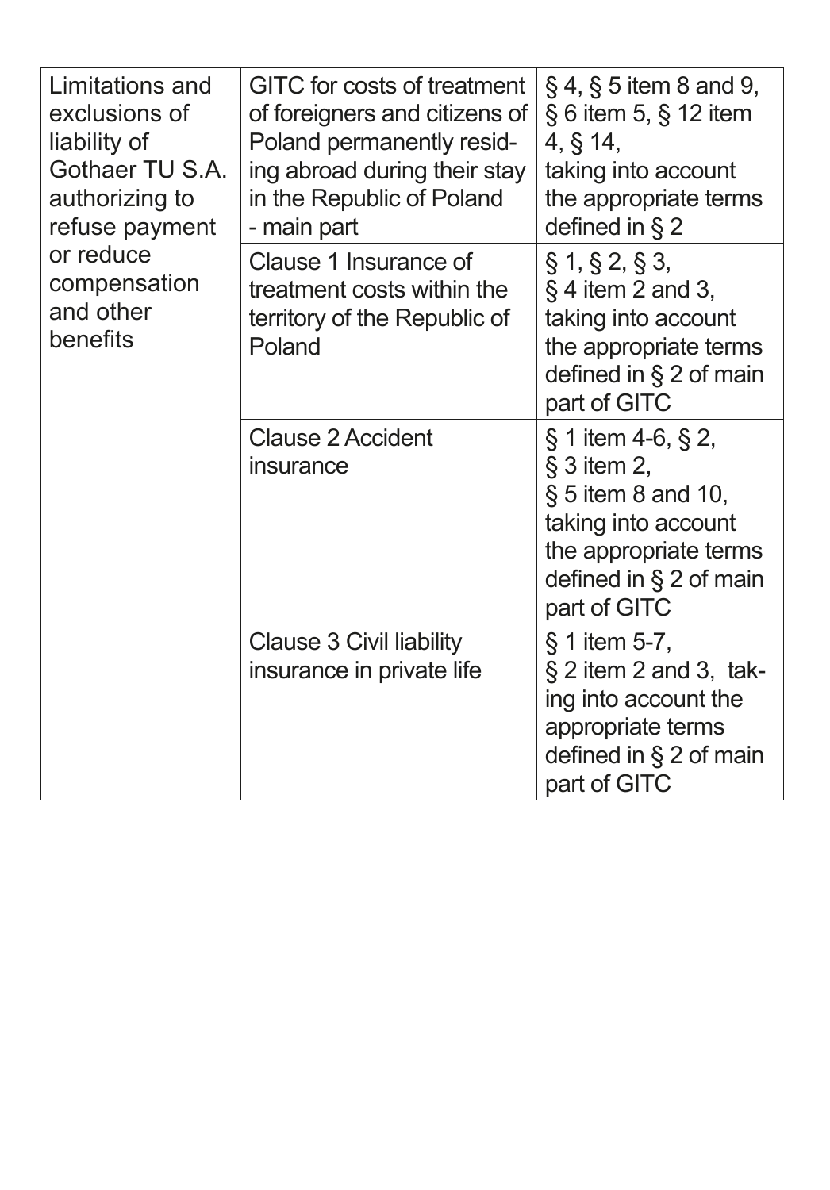| | | |
|---|---|---|
| Limitations and exclusions of liability of Gothaer TU S.A. authorizing to refuse payment or reduce compensation and other benefits | GITC for costs of treatment of foreigners and citizens of Poland permanently residing abroad during their stay in the Republic of Poland - main part | § 4, § 5 item 8 and 9, § 6 item 5, § 12 item 4, § 14, taking into account the appropriate terms defined in § 2 |
| | Clause 1 Insurance of treatment costs within the territory of the Republic of Poland | § 1, § 2, § 3, § 4 item 2 and 3, taking into account the appropriate terms defined in § 2 of main part of GITC |
| | Clause 2 Accident insurance | § 1 item 4-6, § 2, § 3 item 2, § 5 item 8 and 10, taking into account the appropriate terms defined in § 2 of main part of GITC |
| | Clause 3 Civil liability insurance in private life | § 1 item 5-7, § 2 item 2 and 3, taking into account the appropriate terms defined in § 2 of main part of GITC |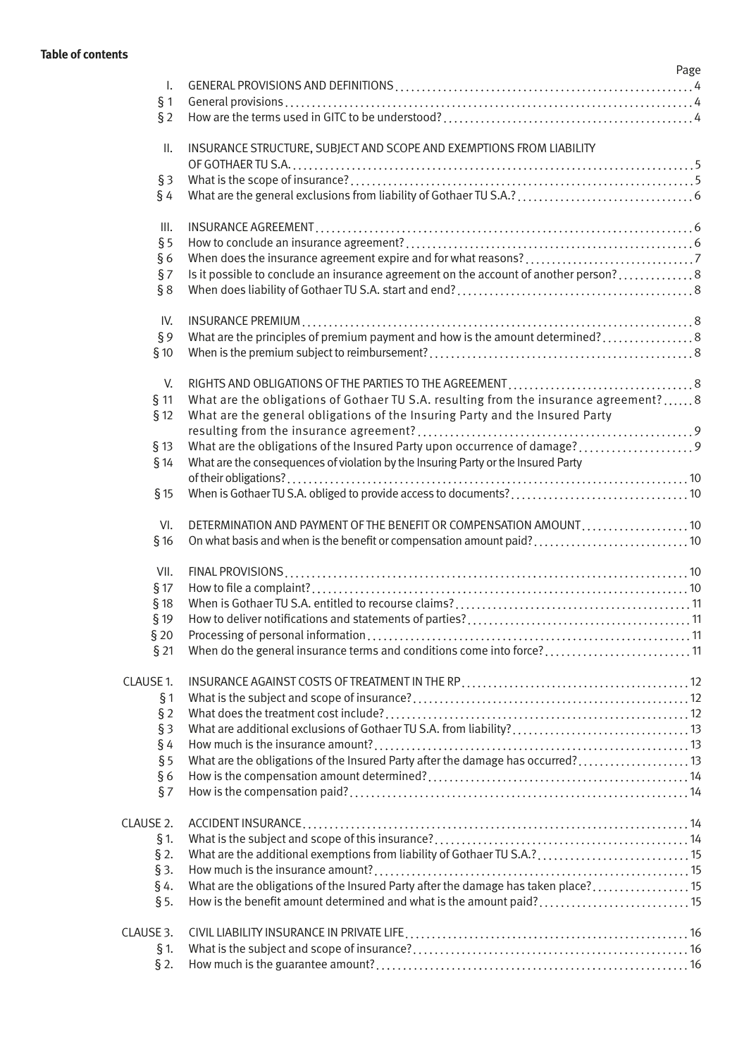**Table of contents**

| | | Page |
|---|---|---|
| I. | GENERAL PROVISIONS AND DEFINITIONS | 4 |
| § 1 | General provisions | 4 |
| § 2 | How are the terms used in GITC to be understood? | 4 |
| II. | INSURANCE STRUCTURE, SUBJECT AND SCOPE AND EXEMPTIONS FROM LIABILITY OF GOTHAER TU S.A. | 5 |
| § 3 | What is the scope of insurance? | 5 |
| § 4 | What are the general exclusions from liability of Gothaer TU S.A.? | 6 |
| III. | INSURANCE AGREEMENT | 6 |
| § 5 | How to conclude an insurance agreement? | 6 |
| § 6 | When does the insurance agreement expire and for what reasons? | 7 |
| § 7 | Is it possible to conclude an insurance agreement on the account of another person? | 8 |
| § 8 | When does liability of Gothaer TU S.A. start and end? | 8 |
| IV. | INSURANCE PREMIUM | 8 |
| § 9 | What are the principles of premium payment and how is the amount determined? | 8 |
| § 10 | When is the premium subject to reimbursement? | 8 |
| V. | RIGHTS AND OBLIGATIONS OF THE PARTIES TO THE AGREEMENT | 8 |
| § 11 | What are the obligations of Gothaer TU S.A. resulting from the insurance agreement? | 8 |
| § 12 | What are the general obligations of the Insuring Party and the Insured Party resulting from the insurance agreement? | 9 |
| § 13 | What are the obligations of the Insured Party upon occurrence of damage? | 9 |
| § 14 | What are the consequences of violation by the Insuring Party or the Insured Party of their obligations? | 10 |
| § 15 | When is Gothaer TU S.A. obliged to provide access to documents? | 10 |
| VI. | DETERMINATION AND PAYMENT OF THE BENEFIT OR COMPENSATION AMOUNT | 10 |
| § 16 | On what basis and when is the benefit or compensation amount paid? | 10 |
| VII. | FINAL PROVISIONS | 10 |
| § 17 | How to file a complaint? | 10 |
| § 18 | When is Gothaer TU S.A. entitled to recourse claims? | 11 |
| § 19 | How to deliver notifications and statements of parties? | 11 |
| § 20 | Processing of personal information | 11 |
| § 21 | When do the general insurance terms and conditions come into force? | 11 |
| CLAUSE 1. | INSURANCE AGAINST COSTS OF TREATMENT IN THE RP | 12 |
| § 1 | What is the subject and scope of insurance? | 12 |
| § 2 | What does the treatment cost include? | 12 |
| § 3 | What are additional exclusions of Gothaer TU S.A. from liability? | 13 |
| § 4 | How much is the insurance amount? | 13 |
| § 5 | What are the obligations of the Insured Party after the damage has occurred? | 13 |
| § 6 | How is the compensation amount determined? | 14 |
| § 7 | How is the compensation paid? | 14 |
| CLAUSE 2. | ACCIDENT INSURANCE | 14 |
| § 1. | What is the subject and scope of this insurance? | 14 |
| § 2. | What are the additional exemptions from liability of Gothaer TU S.A.? | 15 |
| § 3. | How much is the insurance amount? | 15 |
| § 4. | What are the obligations of the Insured Party after the damage has taken place? | 15 |
| § 5. | How is the benefit amount determined and what is the amount paid? | 15 |
| CLAUSE 3. | CIVIL LIABILITY INSURANCE IN PRIVATE LIFE | 16 |
| § 1. | What is the subject and scope of insurance? | 16 |
| § 2. | How much is the guarantee amount? | 16 |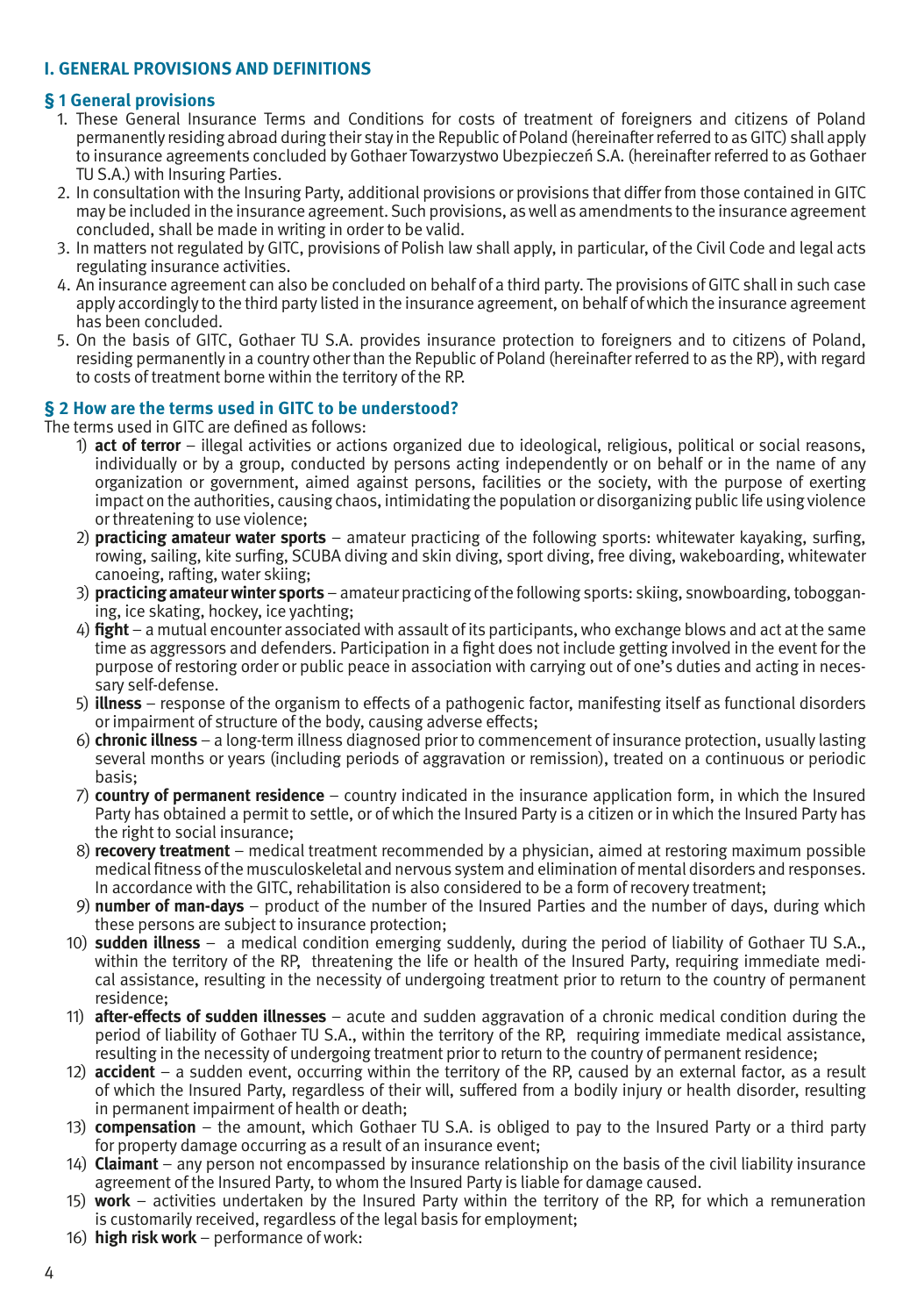## I. GENERAL PROVISIONS AND DEFINITIONS

### § 1 General provisions

1. These General Insurance Terms and Conditions for costs of treatment of foreigners and citizens of Poland permanently residing abroad during their stay in the Republic of Poland (hereinafter referred to as GITC) shall apply to insurance agreements concluded by Gothaer Towarzystwo Ubezpieczeń S.A. (hereinafter referred to as Gothaer TU S.A.) with Insuring Parties.
2. In consultation with the Insuring Party, additional provisions or provisions that differ from those contained in GITC may be included in the insurance agreement. Such provisions, as well as amendments to the insurance agreement concluded, shall be made in writing in order to be valid.
3. In matters not regulated by GITC, provisions of Polish law shall apply, in particular, of the Civil Code and legal acts regulating insurance activities.
4. An insurance agreement can also be concluded on behalf of a third party. The provisions of GITC shall in such case apply accordingly to the third party listed in the insurance agreement, on behalf of which the insurance agreement has been concluded.
5. On the basis of GITC, Gothaer TU S.A. provides insurance protection to foreigners and to citizens of Poland, residing permanently in a country other than the Republic of Poland (hereinafter referred to as the RP), with regard to costs of treatment borne within the territory of the RP.

### § 2 How are the terms used in GITC to be understood?

The terms used in GITC are defined as follows:

1) **act of terror** – illegal activities or actions organized due to ideological, religious, political or social reasons, individually or by a group, conducted by persons acting independently or on behalf or in the name of any organization or government, aimed against persons, facilities or the society, with the purpose of exerting impact on the authorities, causing chaos, intimidating the population or disorganizing public life using violence or threatening to use violence;
2) **practicing amateur water sports** – amateur practicing of the following sports: whitewater kayaking, surfing, rowing, sailing, kite surfing, SCUBA diving and skin diving, sport diving, free diving, wakeboarding, whitewater canoeing, rafting, water skiing;
3) **practicing amateur winter sports** – amateur practicing of the following sports: skiing, snowboarding, tobogganing, ice skating, hockey, ice yachting;
4) **fight** – a mutual encounter associated with assault of its participants, who exchange blows and act at the same time as aggressors and defenders. Participation in a fight does not include getting involved in the event for the purpose of restoring order or public peace in association with carrying out of one's duties and acting in necessary self-defense.
5) **illness** – response of the organism to effects of a pathogenic factor, manifesting itself as functional disorders or impairment of structure of the body, causing adverse effects;
6) **chronic illness** – a long-term illness diagnosed prior to commencement of insurance protection, usually lasting several months or years (including periods of aggravation or remission), treated on a continuous or periodic basis;
7) **country of permanent residence** – country indicated in the insurance application form, in which the Insured Party has obtained a permit to settle, or of which the Insured Party is a citizen or in which the Insured Party has the right to social insurance;
8) **recovery treatment** – medical treatment recommended by a physician, aimed at restoring maximum possible medical fitness of the musculoskeletal and nervous system and elimination of mental disorders and responses. In accordance with the GITC, rehabilitation is also considered to be a form of recovery treatment;
9) **number of man-days** – product of the number of the Insured Parties and the number of days, during which these persons are subject to insurance protection;
10) **sudden illness** – a medical condition emerging suddenly, during the period of liability of Gothaer TU S.A., within the territory of the RP, threatening the life or health of the Insured Party, requiring immediate medical assistance, resulting in the necessity of undergoing treatment prior to return to the country of permanent residence;
11) **after-effects of sudden illnesses** – acute and sudden aggravation of a chronic medical condition during the period of liability of Gothaer TU S.A., within the territory of the RP, requiring immediate medical assistance, resulting in the necessity of undergoing treatment prior to return to the country of permanent residence;
12) **accident** – a sudden event, occurring within the territory of the RP, caused by an external factor, as a result of which the Insured Party, regardless of their will, suffered from a bodily injury or health disorder, resulting in permanent impairment of health or death;
13) **compensation** – the amount, which Gothaer TU S.A. is obliged to pay to the Insured Party or a third party for property damage occurring as a result of an insurance event;
14) **Claimant** – any person not encompassed by insurance relationship on the basis of the civil liability insurance agreement of the Insured Party, to whom the Insured Party is liable for damage caused.
15) **work** – activities undertaken by the Insured Party within the territory of the RP, for which a remuneration is customarily received, regardless of the legal basis for employment;
16) **high risk work** – performance of work: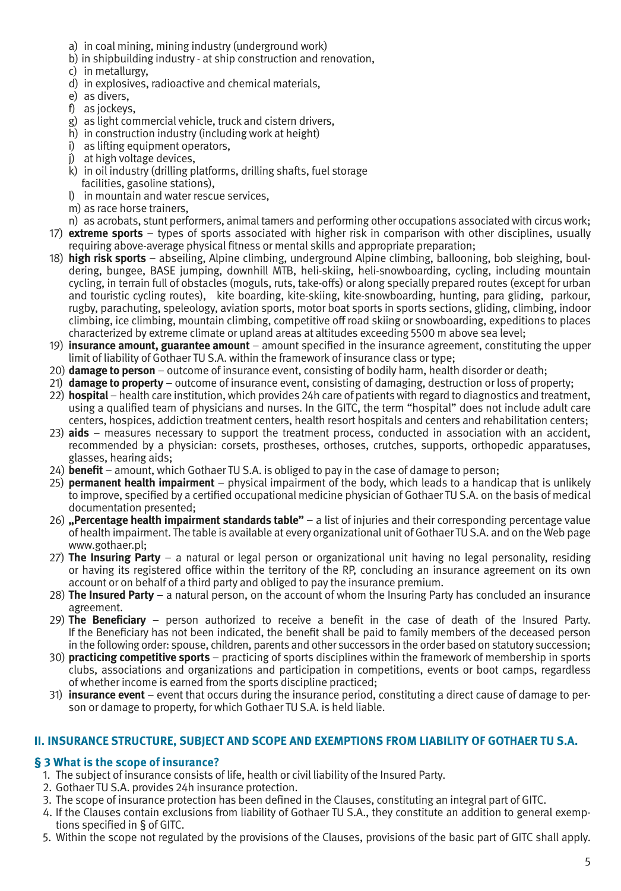a) in coal mining, mining industry (underground work)
b) in shipbuilding industry - at ship construction and renovation,
c) in metallurgy,
d) in explosives, radioactive and chemical materials,
e) as divers,
f) as jockeys,
g) as light commercial vehicle, truck and cistern drivers,
h) in construction industry (including work at height)
i) as lifting equipment operators,
j) at high voltage devices,
k) in oil industry (drilling platforms, drilling shafts, fuel storage facilities, gasoline stations),
l) in mountain and water rescue services,
m) as race horse trainers,
n) as acrobats, stunt performers, animal tamers and performing other occupations associated with circus work;

17) **extreme sports** – types of sports associated with higher risk in comparison with other disciplines, usually requiring above-average physical fitness or mental skills and appropriate preparation;
18) **high risk sports** – abseiling, Alpine climbing, underground Alpine climbing, ballooning, bob sleighing, bouldering, bungee, BASE jumping, downhill MTB, heli-skiing, heli-snowboarding, cycling, including mountain cycling, in terrain full of obstacles (moguls, ruts, take-offs) or along specially prepared routes (except for urban and touristic cycling routes), kite boarding, kite-skiing, kite-snowboarding, hunting, para gliding, parkour, rugby, parachuting, speleology, aviation sports, motor boat sports in sports sections, gliding, climbing, indoor climbing, ice climbing, mountain climbing, competitive off road skiing or snowboarding, expeditions to places characterized by extreme climate or upland areas at altitudes exceeding 5500 m above sea level;
19) **insurance amount, guarantee amount** – amount specified in the insurance agreement, constituting the upper limit of liability of Gothaer TU S.A. within the framework of insurance class or type;
20) **damage to person** – outcome of insurance event, consisting of bodily harm, health disorder or death;
21) **damage to property** – outcome of insurance event, consisting of damaging, destruction or loss of property;
22) **hospital** – health care institution, which provides 24h care of patients with regard to diagnostics and treatment, using a qualified team of physicians and nurses. In the GITC, the term "hospital" does not include adult care centers, hospices, addiction treatment centers, health resort hospitals and centers and rehabilitation centers;
23) **aids** – measures necessary to support the treatment process, conducted in association with an accident, recommended by a physician: corsets, prostheses, orthoses, crutches, supports, orthopedic apparatuses, glasses, hearing aids;
24) **benefit** – amount, which Gothaer TU S.A. is obliged to pay in the case of damage to person;
25) **permanent health impairment** – physical impairment of the body, which leads to a handicap that is unlikely to improve, specified by a certified occupational medicine physician of Gothaer TU S.A. on the basis of medical documentation presented;
26) **„Percentage health impairment standards table"** – a list of injuries and their corresponding percentage value of health impairment. The table is available at every organizational unit of Gothaer TU S.A. and on the Web page www.gothaer.pl;
27) **The Insuring Party** – a natural or legal person or organizational unit having no legal personality, residing or having its registered office within the territory of the RP, concluding an insurance agreement on its own account or on behalf of a third party and obliged to pay the insurance premium.
28) **The Insured Party** – a natural person, on the account of whom the Insuring Party has concluded an insurance agreement.
29) **The Beneficiary** – person authorized to receive a benefit in the case of death of the Insured Party. If the Beneficiary has not been indicated, the benefit shall be paid to family members of the deceased person in the following order: spouse, children, parents and other successors in the order based on statutory succession;
30) **practicing competitive sports** – practicing of sports disciplines within the framework of membership in sports clubs, associations and organizations and participation in competitions, events or boot camps, regardless of whether income is earned from the sports discipline practiced;
31) **insurance event** – event that occurs during the insurance period, constituting a direct cause of damage to person or damage to property, for which Gothaer TU S.A. is held liable.

## II. INSURANCE STRUCTURE, SUBJECT AND SCOPE AND EXEMPTIONS FROM LIABILITY OF GOTHAER TU S.A.

### § 3 What is the scope of insurance?

1. The subject of insurance consists of life, health or civil liability of the Insured Party.
2. Gothaer TU S.A. provides 24h insurance protection.
3. The scope of insurance protection has been defined in the Clauses, constituting an integral part of GITC.
4. If the Clauses contain exclusions from liability of Gothaer TU S.A., they constitute an addition to general exemptions specified in § of GITC.
5. Within the scope not regulated by the provisions of the Clauses, provisions of the basic part of GITC shall apply.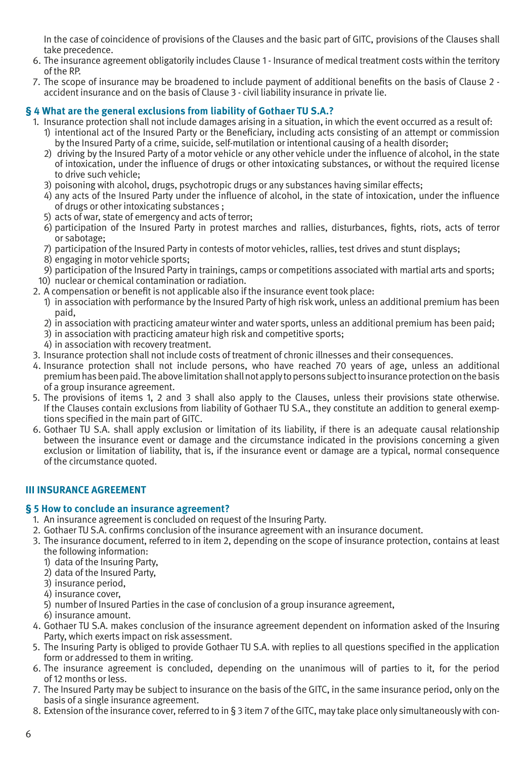In the case of coincidence of provisions of the Clauses and the basic part of GITC, provisions of the Clauses shall take precedence.

6. The insurance agreement obligatorily includes Clause 1 - Insurance of medical treatment costs within the territory of the RP.
7. The scope of insurance may be broadened to include payment of additional benefits on the basis of Clause 2 - accident insurance and on the basis of Clause 3 - civil liability insurance in private lie.

### § 4 What are the general exclusions from liability of Gothaer TU S.A.?

1. Insurance protection shall not include damages arising in a situation, in which the event occurred as a result of:
   1) intentional act of the Insured Party or the Beneficiary, including acts consisting of an attempt or commission by the Insured Party of a crime, suicide, self-mutilation or intentional causing of a health disorder;
   2) driving by the Insured Party of a motor vehicle or any other vehicle under the influence of alcohol, in the state of intoxication, under the influence of drugs or other intoxicating substances, or without the required license to drive such vehicle;
   3) poisoning with alcohol, drugs, psychotropic drugs or any substances having similar effects;
   4) any acts of the Insured Party under the influence of alcohol, in the state of intoxication, under the influence of drugs or other intoxicating substances ;
   5) acts of war, state of emergency and acts of terror;
   6) participation of the Insured Party in protest marches and rallies, disturbances, fights, riots, acts of terror or sabotage;
   7) participation of the Insured Party in contests of motor vehicles, rallies, test drives and stunt displays;
   8) engaging in motor vehicle sports;
   9) participation of the Insured Party in trainings, camps or competitions associated with martial arts and sports;
   10) nuclear or chemical contamination or radiation.
2. A compensation or benefit is not applicable also if the insurance event took place:
   1) in association with performance by the Insured Party of high risk work, unless an additional premium has been paid,
   2) in association with practicing amateur winter and water sports, unless an additional premium has been paid;
   3) in association with practicing amateur high risk and competitive sports;
   4) in association with recovery treatment.
3. Insurance protection shall not include costs of treatment of chronic illnesses and their consequences.
4. Insurance protection shall not include persons, who have reached 70 years of age, unless an additional premium has been paid. The above limitation shall not apply to persons subject to insurance protection on the basis of a group insurance agreement.
5. The provisions of items 1, 2 and 3 shall also apply to the Clauses, unless their provisions state otherwise. If the Clauses contain exclusions from liability of Gothaer TU S.A., they constitute an addition to general exemptions specified in the main part of GITC.
6. Gothaer TU S.A. shall apply exclusion or limitation of its liability, if there is an adequate causal relationship between the insurance event or damage and the circumstance indicated in the provisions concerning a given exclusion or limitation of liability, that is, if the insurance event or damage are a typical, normal consequence of the circumstance quoted.

## III INSURANCE AGREEMENT

### § 5 How to conclude an insurance agreement?

1. An insurance agreement is concluded on request of the Insuring Party.
2. Gothaer TU S.A. confirms conclusion of the insurance agreement with an insurance document.
3. The insurance document, referred to in item 2, depending on the scope of insurance protection, contains at least the following information:
   1) data of the Insuring Party,
   2) data of the Insured Party,
   3) insurance period,
   4) insurance cover,
   5) number of Insured Parties in the case of conclusion of a group insurance agreement,
   6) insurance amount.
4. Gothaer TU S.A. makes conclusion of the insurance agreement dependent on information asked of the Insuring Party, which exerts impact on risk assessment.
5. The Insuring Party is obliged to provide Gothaer TU S.A. with replies to all questions specified in the application form or addressed to them in writing.
6. The insurance agreement is concluded, depending on the unanimous will of parties to it, for the period of 12 months or less.
7. The Insured Party may be subject to insurance on the basis of the GITC, in the same insurance period, only on the basis of a single insurance agreement.
8. Extension of the insurance cover, referred to in § 3 item 7 of the GITC, may take place only simultaneously with con-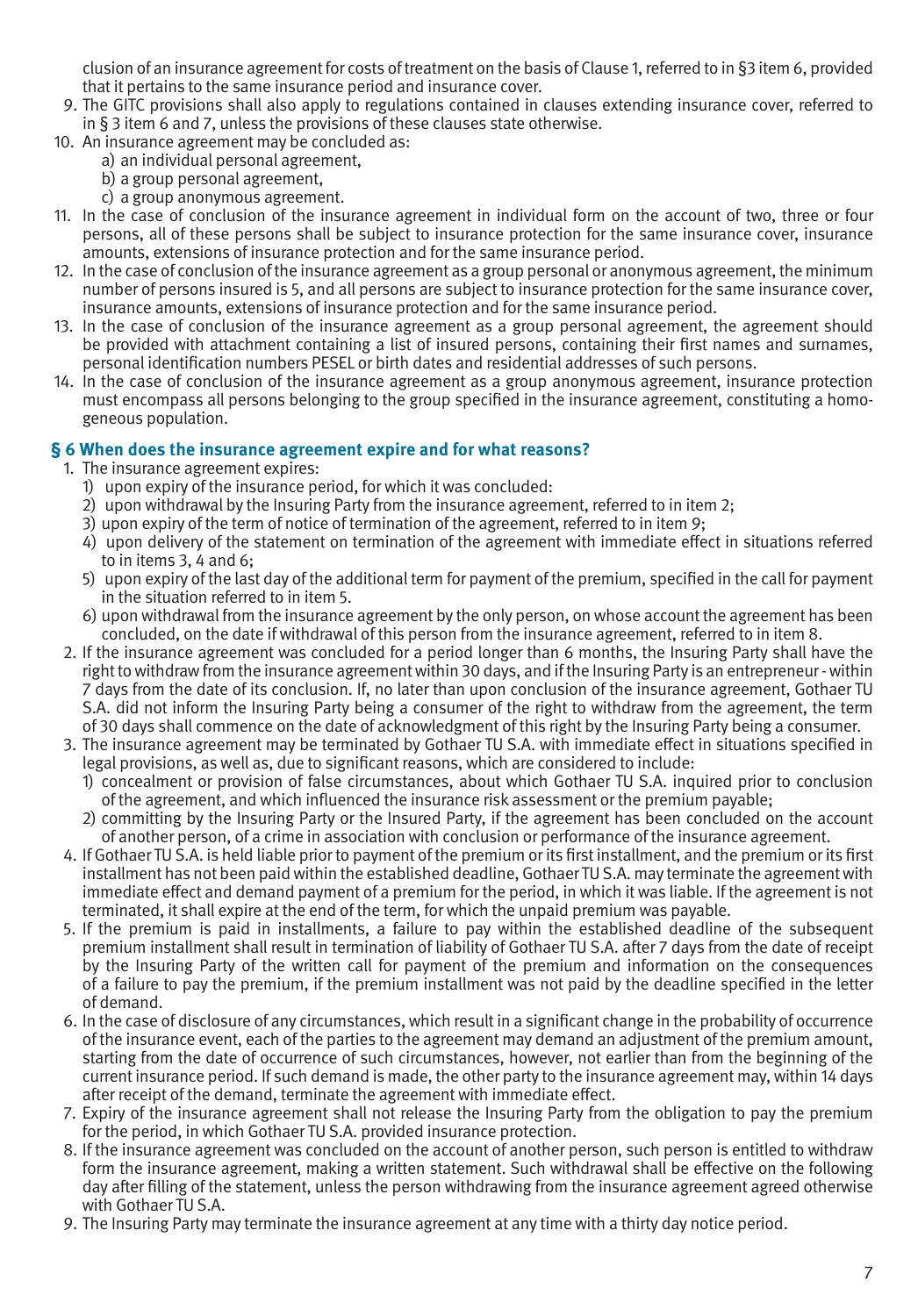clusion of an insurance agreement for costs of treatment on the basis of Clause 1, referred to in §3 item 6, provided that it pertains to the same insurance period and insurance cover.

9. The GITC provisions shall also apply to regulations contained in clauses extending insurance cover, referred to in § 3 item 6 and 7, unless the provisions of these clauses state otherwise.
10. An insurance agreement may be concluded as:
    a) an individual personal agreement,
    b) a group personal agreement,
    c) a group anonymous agreement.
11. In the case of conclusion of the insurance agreement in individual form on the account of two, three or four persons, all of these persons shall be subject to insurance protection for the same insurance cover, insurance amounts, extensions of insurance protection and for the same insurance period.
12. In the case of conclusion of the insurance agreement as a group personal or anonymous agreement, the minimum number of persons insured is 5, and all persons are subject to insurance protection for the same insurance cover, insurance amounts, extensions of insurance protection and for the same insurance period.
13. In the case of conclusion of the insurance agreement as a group personal agreement, the agreement should be provided with attachment containing a list of insured persons, containing their first names and surnames, personal identification numbers PESEL or birth dates and residential addresses of such persons.
14. In the case of conclusion of the insurance agreement as a group anonymous agreement, insurance protection must encompass all persons belonging to the group specified in the insurance agreement, constituting a homogeneous population.

### § 6 When does the insurance agreement expire and for what reasons?

1. The insurance agreement expires:
   1) upon expiry of the insurance period, for which it was concluded:
   2) upon withdrawal by the Insuring Party from the insurance agreement, referred to in item 2;
   3) upon expiry of the term of notice of termination of the agreement, referred to in item 9;
   4) upon delivery of the statement on termination of the agreement with immediate effect in situations referred to in items 3, 4 and 6;
   5) upon expiry of the last day of the additional term for payment of the premium, specified in the call for payment in the situation referred to in item 5.
   6) upon withdrawal from the insurance agreement by the only person, on whose account the agreement has been concluded, on the date if withdrawal of this person from the insurance agreement, referred to in item 8.
2. If the insurance agreement was concluded for a period longer than 6 months, the Insuring Party shall have the right to withdraw from the insurance agreement within 30 days, and if the Insuring Party is an entrepreneur - within 7 days from the date of its conclusion. If, no later than upon conclusion of the insurance agreement, Gothaer TU S.A. did not inform the Insuring Party being a consumer of the right to withdraw from the agreement, the term of 30 days shall commence on the date of acknowledgment of this right by the Insuring Party being a consumer.
3. The insurance agreement may be terminated by Gothaer TU S.A. with immediate effect in situations specified in legal provisions, as well as, due to significant reasons, which are considered to include:
   1) concealment or provision of false circumstances, about which Gothaer TU S.A. inquired prior to conclusion of the agreement, and which influenced the insurance risk assessment or the premium payable;
   2) committing by the Insuring Party or the Insured Party, if the agreement has been concluded on the account of another person, of a crime in association with conclusion or performance of the insurance agreement.
4. If Gothaer TU S.A. is held liable prior to payment of the premium or its first installment, and the premium or its first installment has not been paid within the established deadline, Gothaer TU S.A. may terminate the agreement with immediate effect and demand payment of a premium for the period, in which it was liable. If the agreement is not terminated, it shall expire at the end of the term, for which the unpaid premium was payable.
5. If the premium is paid in installments, a failure to pay within the established deadline of the subsequent premium installment shall result in termination of liability of Gothaer TU S.A. after 7 days from the date of receipt by the Insuring Party of the written call for payment of the premium and information on the consequences of a failure to pay the premium, if the premium installment was not paid by the deadline specified in the letter of demand.
6. In the case of disclosure of any circumstances, which result in a significant change in the probability of occurrence of the insurance event, each of the parties to the agreement may demand an adjustment of the premium amount, starting from the date of occurrence of such circumstances, however, not earlier than from the beginning of the current insurance period. If such demand is made, the other party to the insurance agreement may, within 14 days after receipt of the demand, terminate the agreement with immediate effect.
7. Expiry of the insurance agreement shall not release the Insuring Party from the obligation to pay the premium for the period, in which Gothaer TU S.A. provided insurance protection.
8. If the insurance agreement was concluded on the account of another person, such person is entitled to withdraw form the insurance agreement, making a written statement. Such withdrawal shall be effective on the following day after filling of the statement, unless the person withdrawing from the insurance agreement agreed otherwise with Gothaer TU S.A.
9. The Insuring Party may terminate the insurance agreement at any time with a thirty day notice period.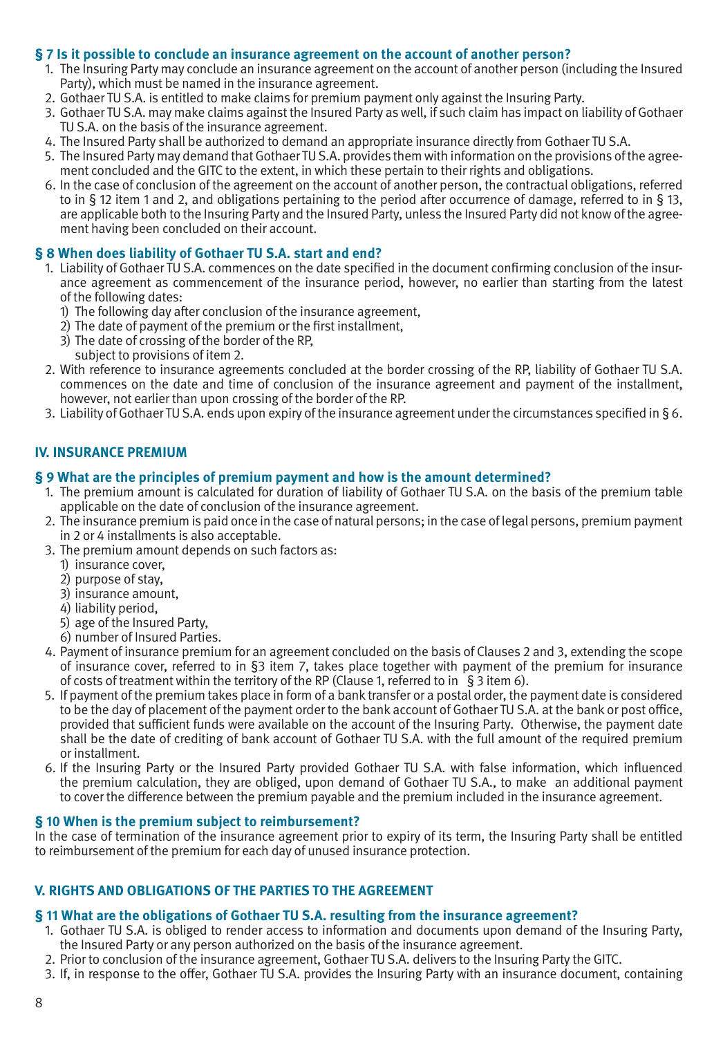### § 7 Is it possible to conclude an insurance agreement on the account of another person?

1. The Insuring Party may conclude an insurance agreement on the account of another person (including the Insured Party), which must be named in the insurance agreement.
2. Gothaer TU S.A. is entitled to make claims for premium payment only against the Insuring Party.
3. Gothaer TU S.A. may make claims against the Insured Party as well, if such claim has impact on liability of Gothaer TU S.A. on the basis of the insurance agreement.
4. The Insured Party shall be authorized to demand an appropriate insurance directly from Gothaer TU S.A.
5. The Insured Party may demand that Gothaer TU S.A. provides them with information on the provisions of the agreement concluded and the GITC to the extent, in which these pertain to their rights and obligations.
6. In the case of conclusion of the agreement on the account of another person, the contractual obligations, referred to in § 12 item 1 and 2, and obligations pertaining to the period after occurrence of damage, referred to in § 13, are applicable both to the Insuring Party and the Insured Party, unless the Insured Party did not know of the agreement having been concluded on their account.

### § 8 When does liability of Gothaer TU S.A. start and end?

1. Liability of Gothaer TU S.A. commences on the date specified in the document confirming conclusion of the insurance agreement as commencement of the insurance period, however, no earlier than starting from the latest of the following dates:
   1) The following day after conclusion of the insurance agreement,
   2) The date of payment of the premium or the first installment,
   3) The date of crossing of the border of the RP,

   subject to provisions of item 2.
2. With reference to insurance agreements concluded at the border crossing of the RP, liability of Gothaer TU S.A. commences on the date and time of conclusion of the insurance agreement and payment of the installment, however, not earlier than upon crossing of the border of the RP.
3. Liability of Gothaer TU S.A. ends upon expiry of the insurance agreement under the circumstances specified in § 6.

## IV. INSURANCE PREMIUM

### § 9 What are the principles of premium payment and how is the amount determined?

1. The premium amount is calculated for duration of liability of Gothaer TU S.A. on the basis of the premium table applicable on the date of conclusion of the insurance agreement.
2. The insurance premium is paid once in the case of natural persons; in the case of legal persons, premium payment in 2 or 4 installments is also acceptable.
3. The premium amount depends on such factors as:
   1) insurance cover,
   2) purpose of stay,
   3) insurance amount,
   4) liability period,
   5) age of the Insured Party,
   6) number of Insured Parties.
4. Payment of insurance premium for an agreement concluded on the basis of Clauses 2 and 3, extending the scope of insurance cover, referred to in §3 item 7, takes place together with payment of the premium for insurance of costs of treatment within the territory of the RP (Clause 1, referred to in § 3 item 6).
5. If payment of the premium takes place in form of a bank transfer or a postal order, the payment date is considered to be the day of placement of the payment order to the bank account of Gothaer TU S.A. at the bank or post office, provided that sufficient funds were available on the account of the Insuring Party. Otherwise, the payment date shall be the date of crediting of bank account of Gothaer TU S.A. with the full amount of the required premium or installment.
6. If the Insuring Party or the Insured Party provided Gothaer TU S.A. with false information, which influenced the premium calculation, they are obliged, upon demand of Gothaer TU S.A., to make an additional payment to cover the difference between the premium payable and the premium included in the insurance agreement.

### § 10 When is the premium subject to reimbursement?

In the case of termination of the insurance agreement prior to expiry of its term, the Insuring Party shall be entitled to reimbursement of the premium for each day of unused insurance protection.

## V. RIGHTS AND OBLIGATIONS OF THE PARTIES TO THE AGREEMENT

### § 11 What are the obligations of Gothaer TU S.A. resulting from the insurance agreement?

1. Gothaer TU S.A. is obliged to render access to information and documents upon demand of the Insuring Party, the Insured Party or any person authorized on the basis of the insurance agreement.
2. Prior to conclusion of the insurance agreement, Gothaer TU S.A. delivers to the Insuring Party the GITC.
3. If, in response to the offer, Gothaer TU S.A. provides the Insuring Party with an insurance document, containing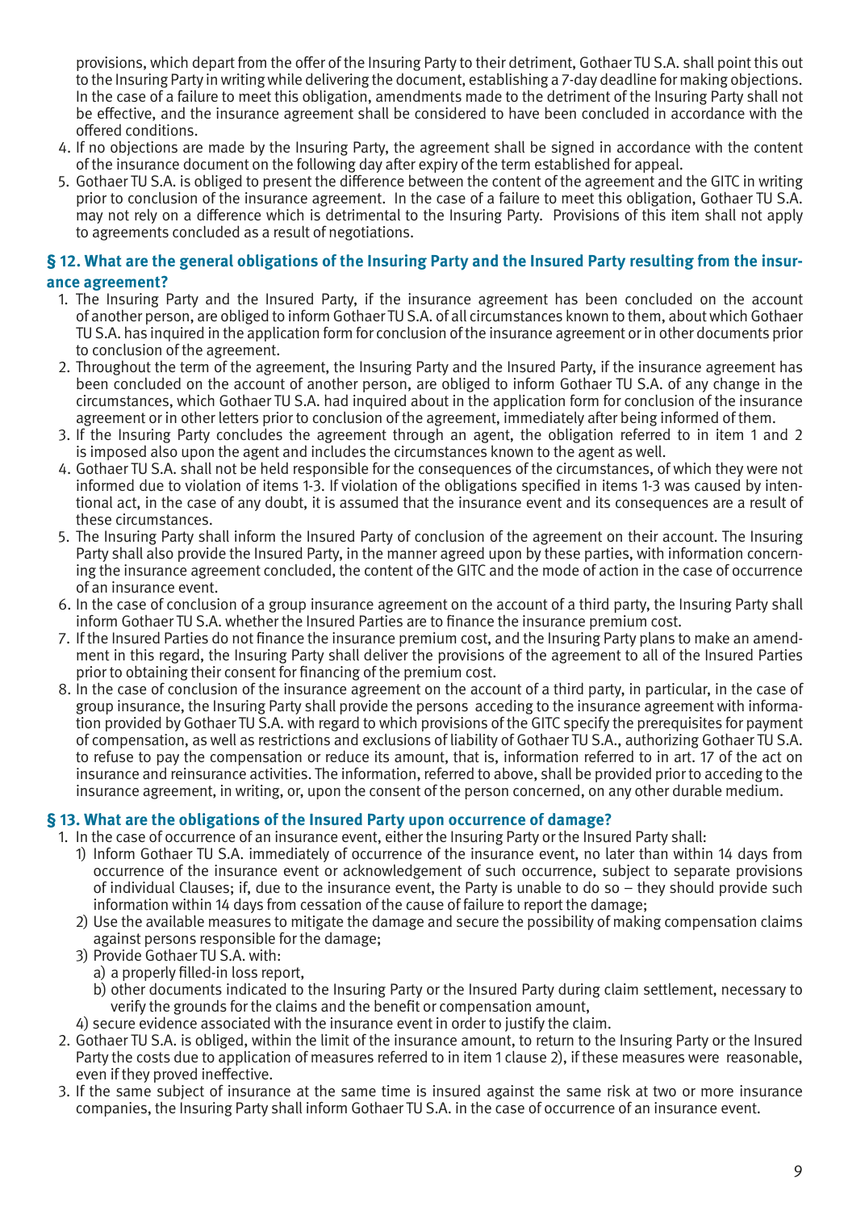provisions, which depart from the offer of the Insuring Party to their detriment, Gothaer TU S.A. shall point this out to the Insuring Party in writing while delivering the document, establishing a 7-day deadline for making objections. In the case of a failure to meet this obligation, amendments made to the detriment of the Insuring Party shall not be effective, and the insurance agreement shall be considered to have been concluded in accordance with the offered conditions.

4. If no objections are made by the Insuring Party, the agreement shall be signed in accordance with the content of the insurance document on the following day after expiry of the term established for appeal.
5. Gothaer TU S.A. is obliged to present the difference between the content of the agreement and the GITC in writing prior to conclusion of the insurance agreement. In the case of a failure to meet this obligation, Gothaer TU S.A. may not rely on a difference which is detrimental to the Insuring Party. Provisions of this item shall not apply to agreements concluded as a result of negotiations.

## § 12. What are the general obligations of the Insuring Party and the Insured Party resulting from the insurance agreement?

1. The Insuring Party and the Insured Party, if the insurance agreement has been concluded on the account of another person, are obliged to inform Gothaer TU S.A. of all circumstances known to them, about which Gothaer TU S.A. has inquired in the application form for conclusion of the insurance agreement or in other documents prior to conclusion of the agreement.
2. Throughout the term of the agreement, the Insuring Party and the Insured Party, if the insurance agreement has been concluded on the account of another person, are obliged to inform Gothaer TU S.A. of any change in the circumstances, which Gothaer TU S.A. had inquired about in the application form for conclusion of the insurance agreement or in other letters prior to conclusion of the agreement, immediately after being informed of them.
3. If the Insuring Party concludes the agreement through an agent, the obligation referred to in item 1 and 2 is imposed also upon the agent and includes the circumstances known to the agent as well.
4. Gothaer TU S.A. shall not be held responsible for the consequences of the circumstances, of which they were not informed due to violation of items 1-3. If violation of the obligations specified in items 1-3 was caused by intentional act, in the case of any doubt, it is assumed that the insurance event and its consequences are a result of these circumstances.
5. The Insuring Party shall inform the Insured Party of conclusion of the agreement on their account. The Insuring Party shall also provide the Insured Party, in the manner agreed upon by these parties, with information concerning the insurance agreement concluded, the content of the GITC and the mode of action in the case of occurrence of an insurance event.
6. In the case of conclusion of a group insurance agreement on the account of a third party, the Insuring Party shall inform Gothaer TU S.A. whether the Insured Parties are to finance the insurance premium cost.
7. If the Insured Parties do not finance the insurance premium cost, and the Insuring Party plans to make an amendment in this regard, the Insuring Party shall deliver the provisions of the agreement to all of the Insured Parties prior to obtaining their consent for financing of the premium cost.
8. In the case of conclusion of the insurance agreement on the account of a third party, in particular, in the case of group insurance, the Insuring Party shall provide the persons acceding to the insurance agreement with information provided by Gothaer TU S.A. with regard to which provisions of the GITC specify the prerequisites for payment of compensation, as well as restrictions and exclusions of liability of Gothaer TU S.A., authorizing Gothaer TU S.A. to refuse to pay the compensation or reduce its amount, that is, information referred to in art. 17 of the act on insurance and reinsurance activities. The information, referred to above, shall be provided prior to acceding to the insurance agreement, in writing, or, upon the consent of the person concerned, on any other durable medium.

## § 13. What are the obligations of the Insured Party upon occurrence of damage?

1. In the case of occurrence of an insurance event, either the Insuring Party or the Insured Party shall:
   1) Inform Gothaer TU S.A. immediately of occurrence of the insurance event, no later than within 14 days from occurrence of the insurance event or acknowledgement of such occurrence, subject to separate provisions of individual Clauses; if, due to the insurance event, the Party is unable to do so – they should provide such information within 14 days from cessation of the cause of failure to report the damage;
   2) Use the available measures to mitigate the damage and secure the possibility of making compensation claims against persons responsible for the damage;
   3) Provide Gothaer TU S.A. with:
      a) a properly filled-in loss report,
      b) other documents indicated to the Insuring Party or the Insured Party during claim settlement, necessary to verify the grounds for the claims and the benefit or compensation amount,
   4) secure evidence associated with the insurance event in order to justify the claim.
2. Gothaer TU S.A. is obliged, within the limit of the insurance amount, to return to the Insuring Party or the Insured Party the costs due to application of measures referred to in item 1 clause 2), if these measures were reasonable, even if they proved ineffective.
3. If the same subject of insurance at the same time is insured against the same risk at two or more insurance companies, the Insuring Party shall inform Gothaer TU S.A. in the case of occurrence of an insurance event.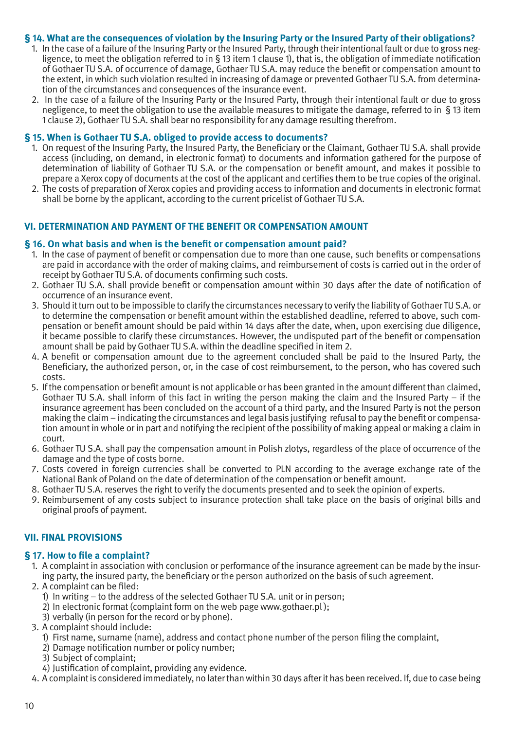### § 14. What are the consequences of violation by the Insuring Party or the Insured Party of their obligations?

1. In the case of a failure of the Insuring Party or the Insured Party, through their intentional fault or due to gross negligence, to meet the obligation referred to in § 13 item 1 clause 1), that is, the obligation of immediate notification of Gothaer TU S.A. of occurrence of damage, Gothaer TU S.A. may reduce the benefit or compensation amount to the extent, in which such violation resulted in increasing of damage or prevented Gothaer TU S.A. from determination of the circumstances and consequences of the insurance event.
2. In the case of a failure of the Insuring Party or the Insured Party, through their intentional fault or due to gross negligence, to meet the obligation to use the available measures to mitigate the damage, referred to in § 13 item 1 clause 2), Gothaer TU S.A. shall bear no responsibility for any damage resulting therefrom.

### § 15. When is Gothaer TU S.A. obliged to provide access to documents?

1. On request of the Insuring Party, the Insured Party, the Beneficiary or the Claimant, Gothaer TU S.A. shall provide access (including, on demand, in electronic format) to documents and information gathered for the purpose of determination of liability of Gothaer TU S.A. or the compensation or benefit amount, and makes it possible to prepare a Xerox copy of documents at the cost of the applicant and certifies them to be true copies of the original.
2. The costs of preparation of Xerox copies and providing access to information and documents in electronic format shall be borne by the applicant, according to the current pricelist of Gothaer TU S.A.

## VI. DETERMINATION AND PAYMENT OF THE BENEFIT OR COMPENSATION AMOUNT

### § 16. On what basis and when is the benefit or compensation amount paid?

1. In the case of payment of benefit or compensation due to more than one cause, such benefits or compensations are paid in accordance with the order of making claims, and reimbursement of costs is carried out in the order of receipt by Gothaer TU S.A. of documents confirming such costs.
2. Gothaer TU S.A. shall provide benefit or compensation amount within 30 days after the date of notification of occurrence of an insurance event.
3. Should it turn out to be impossible to clarify the circumstances necessary to verify the liability of Gothaer TU S.A. or to determine the compensation or benefit amount within the established deadline, referred to above, such compensation or benefit amount should be paid within 14 days after the date, when, upon exercising due diligence, it became possible to clarify these circumstances. However, the undisputed part of the benefit or compensation amount shall be paid by Gothaer TU S.A. within the deadline specified in item 2.
4. A benefit or compensation amount due to the agreement concluded shall be paid to the Insured Party, the Beneficiary, the authorized person, or, in the case of cost reimbursement, to the person, who has covered such costs.
5. If the compensation or benefit amount is not applicable or has been granted in the amount different than claimed, Gothaer TU S.A. shall inform of this fact in writing the person making the claim and the Insured Party – if the insurance agreement has been concluded on the account of a third party, and the Insured Party is not the person making the claim – indicating the circumstances and legal basis justifying refusal to pay the benefit or compensation amount in whole or in part and notifying the recipient of the possibility of making appeal or making a claim in court.
6. Gothaer TU S.A. shall pay the compensation amount in Polish zlotys, regardless of the place of occurrence of the damage and the type of costs borne.
7. Costs covered in foreign currencies shall be converted to PLN according to the average exchange rate of the National Bank of Poland on the date of determination of the compensation or benefit amount.
8. Gothaer TU S.A. reserves the right to verify the documents presented and to seek the opinion of experts.
9. Reimbursement of any costs subject to insurance protection shall take place on the basis of original bills and original proofs of payment.

## VII. FINAL PROVISIONS

### § 17. How to file a complaint?

1. A complaint in association with conclusion or performance of the insurance agreement can be made by the insuring party, the insured party, the beneficiary or the person authorized on the basis of such agreement.
2. A complaint can be filed:
   1) In writing – to the address of the selected Gothaer TU S.A. unit or in person;
   2) In electronic format (complaint form on the web page www.gothaer.pl );
   3) verbally (in person for the record or by phone).
3. A complaint should include:
   1) First name, surname (name), address and contact phone number of the person filing the complaint,
   2) Damage notification number or policy number;
   3) Subject of complaint;
   4) Justification of complaint, providing any evidence.
4. A complaint is considered immediately, no later than within 30 days after it has been received. If, due to case being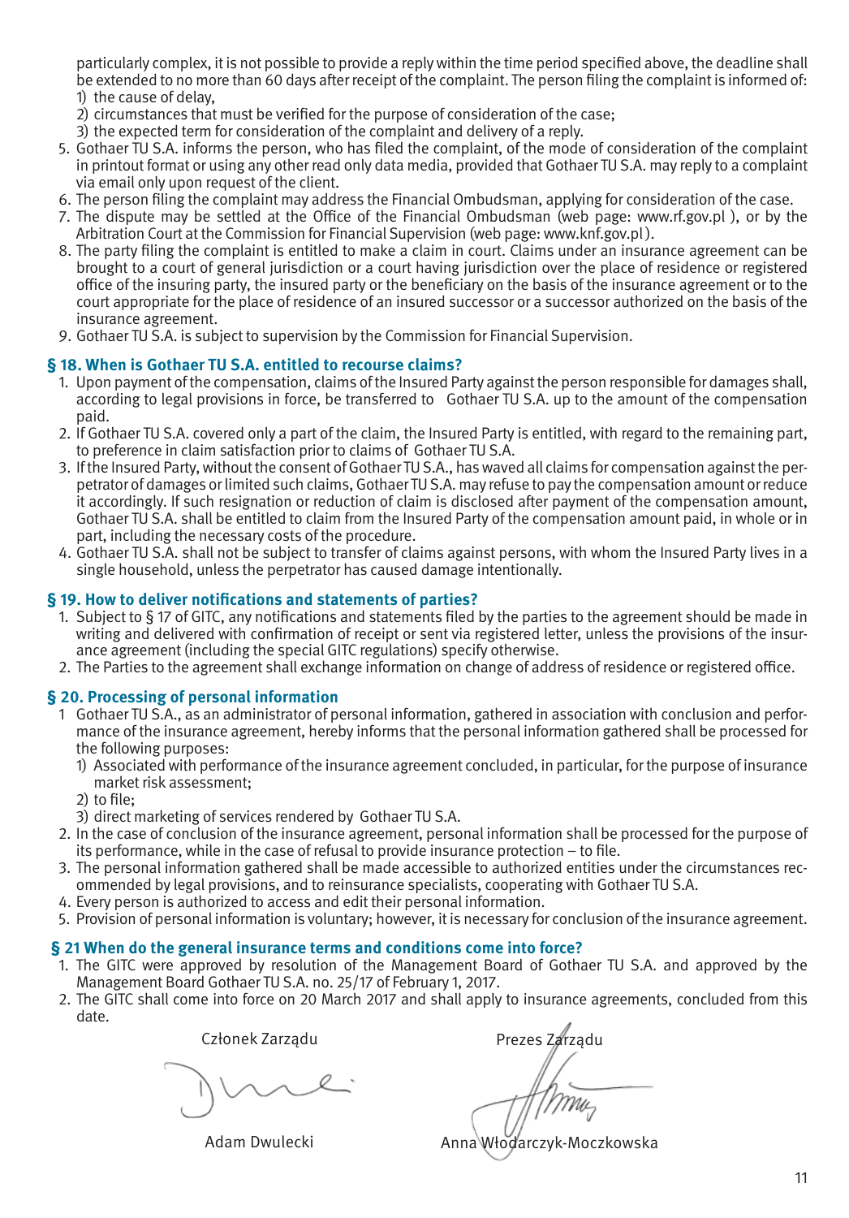particularly complex, it is not possible to provide a reply within the time period specified above, the deadline shall be extended to no more than 60 days after receipt of the complaint. The person filing the complaint is informed of:
1) the cause of delay,
2) circumstances that must be verified for the purpose of consideration of the case;
3) the expected term for consideration of the complaint and delivery of a reply.

5. Gothaer TU S.A. informs the person, who has filed the complaint, of the mode of consideration of the complaint in printout format or using any other read only data media, provided that Gothaer TU S.A. may reply to a complaint via email only upon request of the client.
6. The person filing the complaint may address the Financial Ombudsman, applying for consideration of the case.
7. The dispute may be settled at the Office of the Financial Ombudsman (web page: www.rf.gov.pl ), or by the Arbitration Court at the Commission for Financial Supervision (web page: www.knf.gov.pl ).
8. The party filing the complaint is entitled to make a claim in court. Claims under an insurance agreement can be brought to a court of general jurisdiction or a court having jurisdiction over the place of residence or registered office of the insuring party, the insured party or the beneficiary on the basis of the insurance agreement or to the court appropriate for the place of residence of an insured successor or a successor authorized on the basis of the insurance agreement.
9. Gothaer TU S.A. is subject to supervision by the Commission for Financial Supervision.

### § 18. When is Gothaer TU S.A. entitled to recourse claims?

1. Upon payment of the compensation, claims of the Insured Party against the person responsible for damages shall, according to legal provisions in force, be transferred to Gothaer TU S.A. up to the amount of the compensation paid.
2. If Gothaer TU S.A. covered only a part of the claim, the Insured Party is entitled, with regard to the remaining part, to preference in claim satisfaction prior to claims of Gothaer TU S.A.
3. If the Insured Party, without the consent of Gothaer TU S.A., has waved all claims for compensation against the perpetrator of damages or limited such claims, Gothaer TU S.A. may refuse to pay the compensation amount or reduce it accordingly. If such resignation or reduction of claim is disclosed after payment of the compensation amount, Gothaer TU S.A. shall be entitled to claim from the Insured Party of the compensation amount paid, in whole or in part, including the necessary costs of the procedure.
4. Gothaer TU S.A. shall not be subject to transfer of claims against persons, with whom the Insured Party lives in a single household, unless the perpetrator has caused damage intentionally.

### § 19. How to deliver notifications and statements of parties?

1. Subject to § 17 of GITC, any notifications and statements filed by the parties to the agreement should be made in writing and delivered with confirmation of receipt or sent via registered letter, unless the provisions of the insurance agreement (including the special GITC regulations) specify otherwise.
2. The Parties to the agreement shall exchange information on change of address of residence or registered office.

### § 20. Processing of personal information

1. Gothaer TU S.A., as an administrator of personal information, gathered in association with conclusion and performance of the insurance agreement, hereby informs that the personal information gathered shall be processed for the following purposes:
   1) Associated with performance of the insurance agreement concluded, in particular, for the purpose of insurance market risk assessment;
   2) to file;
   3) direct marketing of services rendered by Gothaer TU S.A.
2. In the case of conclusion of the insurance agreement, personal information shall be processed for the purpose of its performance, while in the case of refusal to provide insurance protection – to file.
3. The personal information gathered shall be made accessible to authorized entities under the circumstances recommended by legal provisions, and to reinsurance specialists, cooperating with Gothaer TU S.A.
4. Every person is authorized to access and edit their personal information.
5. Provision of personal information is voluntary; however, it is necessary for conclusion of the insurance agreement.

### § 21 When do the general insurance terms and conditions come into force?

1. The GITC were approved by resolution of the Management Board of Gothaer TU S.A. and approved by the Management Board Gothaer TU S.A. no. 25/17 of February 1, 2017.
2. The GITC shall come into force on 20 March 2017 and shall apply to insurance agreements, concluded from this date.

Członek Zarządu

Adam Dwulecki

Prezes Zarządu

Anna Włodarczyk-Moczkowska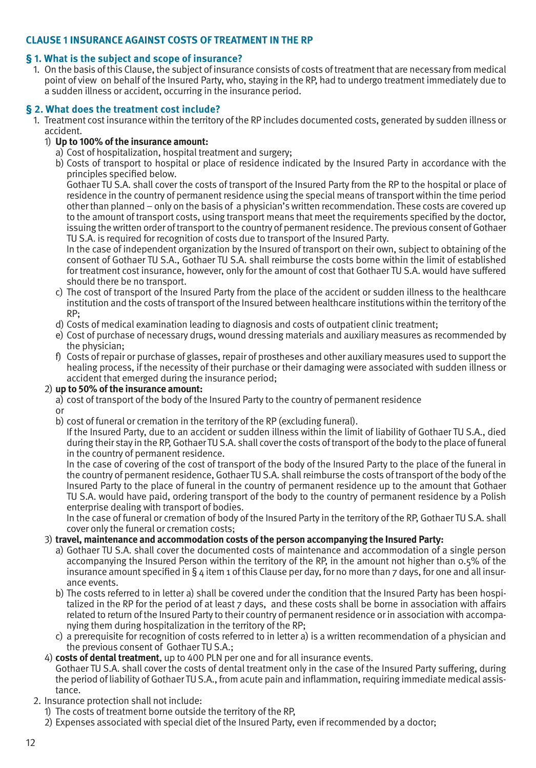## CLAUSE 1 INSURANCE AGAINST COSTS OF TREATMENT IN THE RP

### § 1. What is the subject and scope of insurance?

1. On the basis of this Clause, the subject of insurance consists of costs of treatment that are necessary from medical point of view on behalf of the Insured Party, who, staying in the RP, had to undergo treatment immediately due to a sudden illness or accident, occurring in the insurance period.

### § 2. What does the treatment cost include?

1. Treatment cost insurance within the territory of the RP includes documented costs, generated by sudden illness or accident.
   1) **Up to 100% of the insurance amount:**
      a) Cost of hospitalization, hospital treatment and surgery;
      b) Costs of transport to hospital or place of residence indicated by the Insured Party in accordance with the principles specified below.
      Gothaer TU S.A. shall cover the costs of transport of the Insured Party from the RP to the hospital or place of residence in the country of permanent residence using the special means of transport within the time period other than planned – only on the basis of a physician's written recommendation. These costs are covered up to the amount of transport costs, using transport means that meet the requirements specified by the doctor, issuing the written order of transport to the country of permanent residence. The previous consent of Gothaer TU S.A. is required for recognition of costs due to transport of the Insured Party.
      In the case of independent organization by the Insured of transport on their own, subject to obtaining of the consent of Gothaer TU S.A., Gothaer TU S.A. shall reimburse the costs borne within the limit of established for treatment cost insurance, however, only for the amount of cost that Gothaer TU S.A. would have suffered should there be no transport.
      c) The cost of transport of the Insured Party from the place of the accident or sudden illness to the healthcare institution and the costs of transport of the Insured between healthcare institutions within the territory of the RP;
      d) Costs of medical examination leading to diagnosis and costs of outpatient clinic treatment;
      e) Cost of purchase of necessary drugs, wound dressing materials and auxiliary measures as recommended by the physician;
      f) Costs of repair or purchase of glasses, repair of prostheses and other auxiliary measures used to support the healing process, if the necessity of their purchase or their damaging were associated with sudden illness or accident that emerged during the insurance period;
   2) **up to 50% of the insurance amount:**
      a) cost of transport of the body of the Insured Party to the country of permanent residence
      or
      b) cost of funeral or cremation in the territory of the RP (excluding funeral).
      If the Insured Party, due to an accident or sudden illness within the limit of liability of Gothaer TU S.A., died during their stay in the RP, Gothaer TU S.A. shall cover the costs of transport of the body to the place of funeral in the country of permanent residence.
      In the case of covering of the cost of transport of the body of the Insured Party to the place of the funeral in the country of permanent residence, Gothaer TU S.A. shall reimburse the costs of transport of the body of the Insured Party to the place of funeral in the country of permanent residence up to the amount that Gothaer TU S.A. would have paid, ordering transport of the body to the country of permanent residence by a Polish enterprise dealing with transport of bodies.
      In the case of funeral or cremation of body of the Insured Party in the territory of the RP, Gothaer TU S.A. shall cover only the funeral or cremation costs;
   3) **travel, maintenance and accommodation costs of the person accompanying the Insured Party:**
      a) Gothaer TU S.A. shall cover the documented costs of maintenance and accommodation of a single person accompanying the Insured Person within the territory of the RP, in the amount not higher than 0.5% of the insurance amount specified in § 4 item 1 of this Clause per day, for no more than 7 days, for one and all insurance events.
      b) The costs referred to in letter a) shall be covered under the condition that the Insured Party has been hospitalized in the RP for the period of at least 7 days, and these costs shall be borne in association with affairs related to return of the Insured Party to their country of permanent residence or in association with accompanying them during hospitalization in the territory of the RP;
      c) a prerequisite for recognition of costs referred to in letter a) is a written recommendation of a physician and the previous consent of Gothaer TU S.A.;
   4) **costs of dental treatment**, up to 400 PLN per one and for all insurance events.
      Gothaer TU S.A. shall cover the costs of dental treatment only in the case of the Insured Party suffering, during the period of liability of Gothaer TU S.A., from acute pain and inflammation, requiring immediate medical assistance.
2. Insurance protection shall not include:
   1) The costs of treatment borne outside the territory of the RP,
   2) Expenses associated with special diet of the Insured Party, even if recommended by a doctor;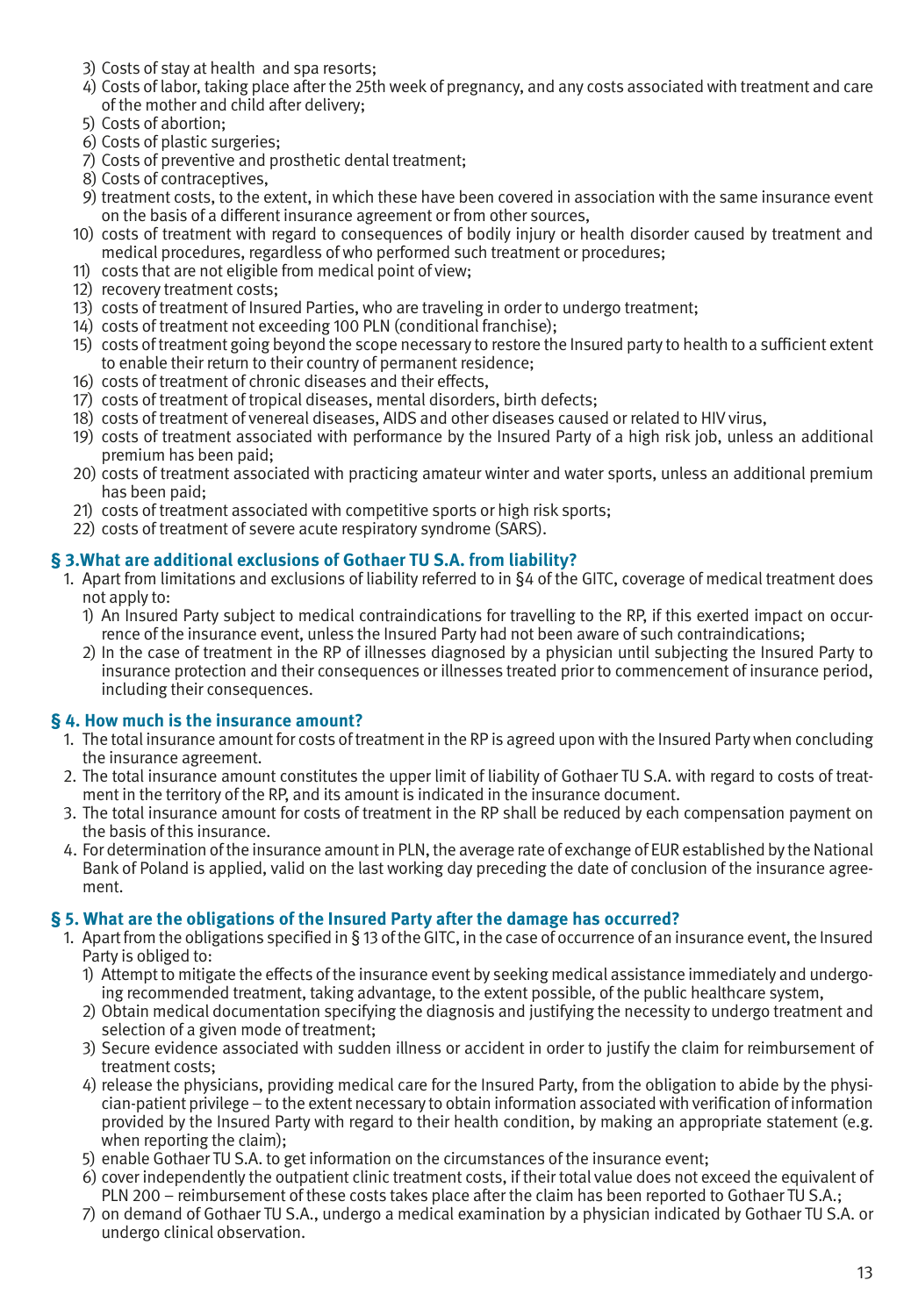3) Costs of stay at health and spa resorts;
4) Costs of labor, taking place after the 25th week of pregnancy, and any costs associated with treatment and care of the mother and child after delivery;
5) Costs of abortion;
6) Costs of plastic surgeries;
7) Costs of preventive and prosthetic dental treatment;
8) Costs of contraceptives,
9) treatment costs, to the extent, in which these have been covered in association with the same insurance event on the basis of a different insurance agreement or from other sources,
10) costs of treatment with regard to consequences of bodily injury or health disorder caused by treatment and medical procedures, regardless of who performed such treatment or procedures;
11) costs that are not eligible from medical point of view;
12) recovery treatment costs;
13) costs of treatment of Insured Parties, who are traveling in order to undergo treatment;
14) costs of treatment not exceeding 100 PLN (conditional franchise);
15) costs of treatment going beyond the scope necessary to restore the Insured party to health to a sufficient extent to enable their return to their country of permanent residence;
16) costs of treatment of chronic diseases and their effects,
17) costs of treatment of tropical diseases, mental disorders, birth defects;
18) costs of treatment of venereal diseases, AIDS and other diseases caused or related to HIV virus,
19) costs of treatment associated with performance by the Insured Party of a high risk job, unless an additional premium has been paid;
20) costs of treatment associated with practicing amateur winter and water sports, unless an additional premium has been paid;
21) costs of treatment associated with competitive sports or high risk sports;
22) costs of treatment of severe acute respiratory syndrome (SARS).

### § 3.What are additional exclusions of Gothaer TU S.A. from liability?

1. Apart from limitations and exclusions of liability referred to in §4 of the GITC, coverage of medical treatment does not apply to:
   1) An Insured Party subject to medical contraindications for travelling to the RP, if this exerted impact on occurrence of the insurance event, unless the Insured Party had not been aware of such contraindications;
   2) In the case of treatment in the RP of illnesses diagnosed by a physician until subjecting the Insured Party to insurance protection and their consequences or illnesses treated prior to commencement of insurance period, including their consequences.

### § 4. How much is the insurance amount?

1. The total insurance amount for costs of treatment in the RP is agreed upon with the Insured Party when concluding the insurance agreement.
2. The total insurance amount constitutes the upper limit of liability of Gothaer TU S.A. with regard to costs of treatment in the territory of the RP, and its amount is indicated in the insurance document.
3. The total insurance amount for costs of treatment in the RP shall be reduced by each compensation payment on the basis of this insurance.
4. For determination of the insurance amount in PLN, the average rate of exchange of EUR established by the National Bank of Poland is applied, valid on the last working day preceding the date of conclusion of the insurance agreement.

### § 5. What are the obligations of the Insured Party after the damage has occurred?

1. Apart from the obligations specified in § 13 of the GITC, in the case of occurrence of an insurance event, the Insured Party is obliged to:
   1) Attempt to mitigate the effects of the insurance event by seeking medical assistance immediately and undergoing recommended treatment, taking advantage, to the extent possible, of the public healthcare system,
   2) Obtain medical documentation specifying the diagnosis and justifying the necessity to undergo treatment and selection of a given mode of treatment;
   3) Secure evidence associated with sudden illness or accident in order to justify the claim for reimbursement of treatment costs;
   4) release the physicians, providing medical care for the Insured Party, from the obligation to abide by the physician-patient privilege – to the extent necessary to obtain information associated with verification of information provided by the Insured Party with regard to their health condition, by making an appropriate statement (e.g. when reporting the claim);
   5) enable Gothaer TU S.A. to get information on the circumstances of the insurance event;
   6) cover independently the outpatient clinic treatment costs, if their total value does not exceed the equivalent of PLN 200 – reimbursement of these costs takes place after the claim has been reported to Gothaer TU S.A.;
   7) on demand of Gothaer TU S.A., undergo a medical examination by a physician indicated by Gothaer TU S.A. or undergo clinical observation.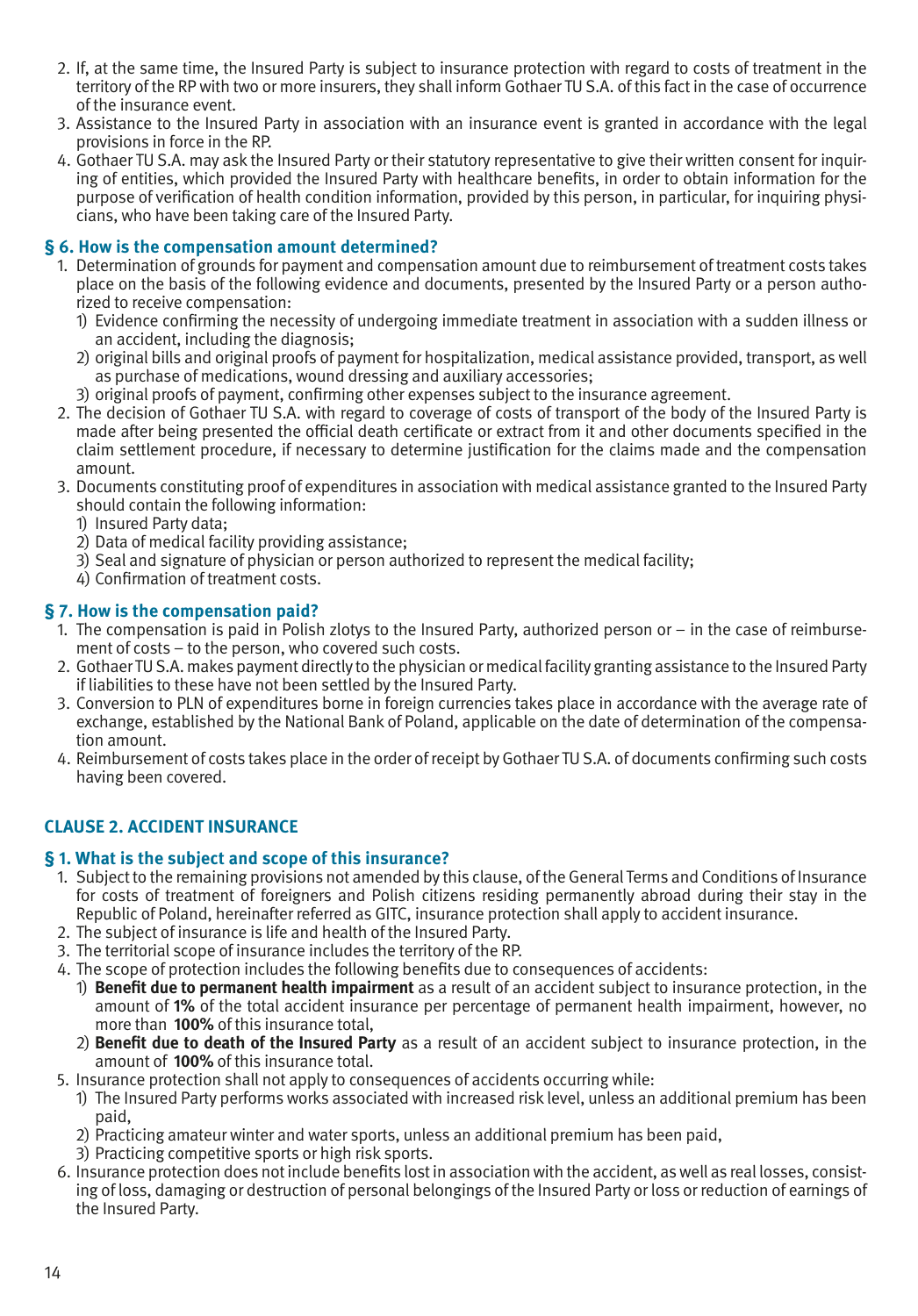2. If, at the same time, the Insured Party is subject to insurance protection with regard to costs of treatment in the territory of the RP with two or more insurers, they shall inform Gothaer TU S.A. of this fact in the case of occurrence of the insurance event.
3. Assistance to the Insured Party in association with an insurance event is granted in accordance with the legal provisions in force in the RP.
4. Gothaer TU S.A. may ask the Insured Party or their statutory representative to give their written consent for inquiring of entities, which provided the Insured Party with healthcare benefits, in order to obtain information for the purpose of verification of health condition information, provided by this person, in particular, for inquiring physicians, who have been taking care of the Insured Party.

### § 6. How is the compensation amount determined?

1. Determination of grounds for payment and compensation amount due to reimbursement of treatment costs takes place on the basis of the following evidence and documents, presented by the Insured Party or a person authorized to receive compensation:
   1) Evidence confirming the necessity of undergoing immediate treatment in association with a sudden illness or an accident, including the diagnosis;
   2) original bills and original proofs of payment for hospitalization, medical assistance provided, transport, as well as purchase of medications, wound dressing and auxiliary accessories;
   3) original proofs of payment, confirming other expenses subject to the insurance agreement.
2. The decision of Gothaer TU S.A. with regard to coverage of costs of transport of the body of the Insured Party is made after being presented the official death certificate or extract from it and other documents specified in the claim settlement procedure, if necessary to determine justification for the claims made and the compensation amount.
3. Documents constituting proof of expenditures in association with medical assistance granted to the Insured Party should contain the following information:
   1) Insured Party data;
   2) Data of medical facility providing assistance;
   3) Seal and signature of physician or person authorized to represent the medical facility;
   4) Confirmation of treatment costs.

### § 7. How is the compensation paid?

1. The compensation is paid in Polish zlotys to the Insured Party, authorized person or – in the case of reimbursement of costs – to the person, who covered such costs.
2. Gothaer TU S.A. makes payment directly to the physician or medical facility granting assistance to the Insured Party if liabilities to these have not been settled by the Insured Party.
3. Conversion to PLN of expenditures borne in foreign currencies takes place in accordance with the average rate of exchange, established by the National Bank of Poland, applicable on the date of determination of the compensation amount.
4. Reimbursement of costs takes place in the order of receipt by Gothaer TU S.A. of documents confirming such costs having been covered.

## CLAUSE 2. ACCIDENT INSURANCE

### § 1. What is the subject and scope of this insurance?

1. Subject to the remaining provisions not amended by this clause, of the General Terms and Conditions of Insurance for costs of treatment of foreigners and Polish citizens residing permanently abroad during their stay in the Republic of Poland, hereinafter referred as GITC, insurance protection shall apply to accident insurance.
2. The subject of insurance is life and health of the Insured Party.
3. The territorial scope of insurance includes the territory of the RP.
4. The scope of protection includes the following benefits due to consequences of accidents:
   1) **Benefit due to permanent health impairment** as a result of an accident subject to insurance protection, in the amount of **1%** of the total accident insurance per percentage of permanent health impairment, however, no more than **100%** of this insurance total,
   2) **Benefit due to death of the Insured Party** as a result of an accident subject to insurance protection, in the amount of **100%** of this insurance total.
5. Insurance protection shall not apply to consequences of accidents occurring while:
   1) The Insured Party performs works associated with increased risk level, unless an additional premium has been paid,
   2) Practicing amateur winter and water sports, unless an additional premium has been paid,
   3) Practicing competitive sports or high risk sports.
6. Insurance protection does not include benefits lost in association with the accident, as well as real losses, consisting of loss, damaging or destruction of personal belongings of the Insured Party or loss or reduction of earnings of the Insured Party.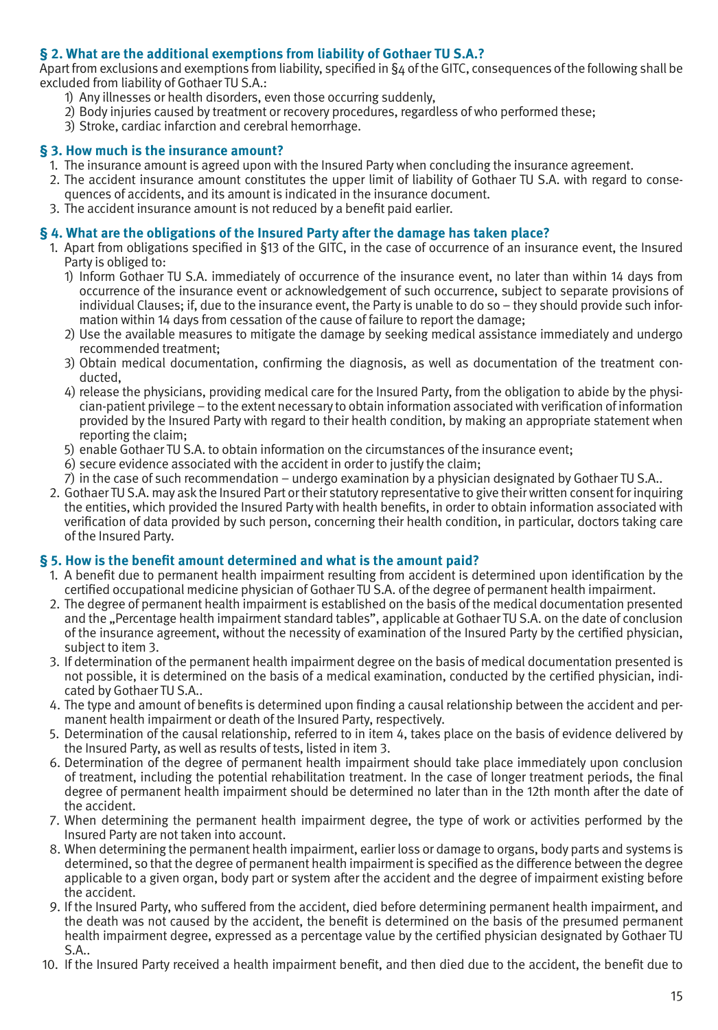### § 2. What are the additional exemptions from liability of Gothaer TU S.A.?

Apart from exclusions and exemptions from liability, specified in §4 of the GITC, consequences of the following shall be excluded from liability of Gothaer TU S.A.:

1) Any illnesses or health disorders, even those occurring suddenly,
2) Body injuries caused by treatment or recovery procedures, regardless of who performed these;
3) Stroke, cardiac infarction and cerebral hemorrhage.

### § 3. How much is the insurance amount?

1. The insurance amount is agreed upon with the Insured Party when concluding the insurance agreement.
2. The accident insurance amount constitutes the upper limit of liability of Gothaer TU S.A. with regard to consequences of accidents, and its amount is indicated in the insurance document.
3. The accident insurance amount is not reduced by a benefit paid earlier.

### § 4. What are the obligations of the Insured Party after the damage has taken place?

1. Apart from obligations specified in §13 of the GITC, in the case of occurrence of an insurance event, the Insured Party is obliged to:
   1) Inform Gothaer TU S.A. immediately of occurrence of the insurance event, no later than within 14 days from occurrence of the insurance event or acknowledgement of such occurrence, subject to separate provisions of individual Clauses; if, due to the insurance event, the Party is unable to do so – they should provide such information within 14 days from cessation of the cause of failure to report the damage;
   2) Use the available measures to mitigate the damage by seeking medical assistance immediately and undergo recommended treatment;
   3) Obtain medical documentation, confirming the diagnosis, as well as documentation of the treatment conducted,
   4) release the physicians, providing medical care for the Insured Party, from the obligation to abide by the physician-patient privilege – to the extent necessary to obtain information associated with verification of information provided by the Insured Party with regard to their health condition, by making an appropriate statement when reporting the claim;
   5) enable Gothaer TU S.A. to obtain information on the circumstances of the insurance event;
   6) secure evidence associated with the accident in order to justify the claim;
   7) in the case of such recommendation – undergo examination by a physician designated by Gothaer TU S.A..
2. Gothaer TU S.A. may ask the Insured Part or their statutory representative to give their written consent for inquiring the entities, which provided the Insured Party with health benefits, in order to obtain information associated with verification of data provided by such person, concerning their health condition, in particular, doctors taking care of the Insured Party.

### § 5. How is the benefit amount determined and what is the amount paid?

1. A benefit due to permanent health impairment resulting from accident is determined upon identification by the certified occupational medicine physician of Gothaer TU S.A. of the degree of permanent health impairment.
2. The degree of permanent health impairment is established on the basis of the medical documentation presented and the „Percentage health impairment standard tables", applicable at Gothaer TU S.A. on the date of conclusion of the insurance agreement, without the necessity of examination of the Insured Party by the certified physician, subject to item 3.
3. If determination of the permanent health impairment degree on the basis of medical documentation presented is not possible, it is determined on the basis of a medical examination, conducted by the certified physician, indicated by Gothaer TU S.A..
4. The type and amount of benefits is determined upon finding a causal relationship between the accident and permanent health impairment or death of the Insured Party, respectively.
5. Determination of the causal relationship, referred to in item 4, takes place on the basis of evidence delivered by the Insured Party, as well as results of tests, listed in item 3.
6. Determination of the degree of permanent health impairment should take place immediately upon conclusion of treatment, including the potential rehabilitation treatment. In the case of longer treatment periods, the final degree of permanent health impairment should be determined no later than in the 12th month after the date of the accident.
7. When determining the permanent health impairment degree, the type of work or activities performed by the Insured Party are not taken into account.
8. When determining the permanent health impairment, earlier loss or damage to organs, body parts and systems is determined, so that the degree of permanent health impairment is specified as the difference between the degree applicable to a given organ, body part or system after the accident and the degree of impairment existing before the accident.
9. If the Insured Party, who suffered from the accident, died before determining permanent health impairment, and the death was not caused by the accident, the benefit is determined on the basis of the presumed permanent health impairment degree, expressed as a percentage value by the certified physician designated by Gothaer TU S.A..
10. If the Insured Party received a health impairment benefit, and then died due to the accident, the benefit due to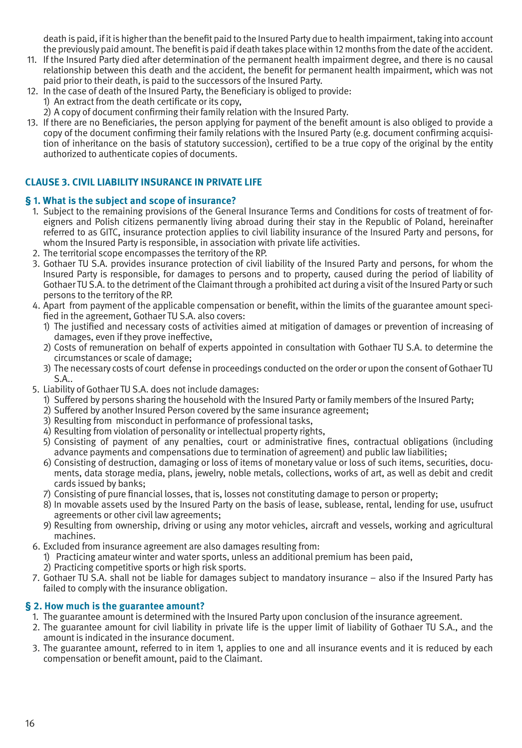death is paid, if it is higher than the benefit paid to the Insured Party due to health impairment, taking into account the previously paid amount. The benefit is paid if death takes place within 12 months from the date of the accident.

11. If the Insured Party died after determination of the permanent health impairment degree, and there is no causal relationship between this death and the accident, the benefit for permanent health impairment, which was not paid prior to their death, is paid to the successors of the Insured Party.
12. In the case of death of the Insured Party, the Beneficiary is obliged to provide:
    1) An extract from the death certificate or its copy,
    2) A copy of document confirming their family relation with the Insured Party.
13. If there are no Beneficiaries, the person applying for payment of the benefit amount is also obliged to provide a copy of the document confirming their family relations with the Insured Party (e.g. document confirming acquisition of inheritance on the basis of statutory succession), certified to be a true copy of the original by the entity authorized to authenticate copies of documents.

## CLAUSE 3. CIVIL LIABILITY INSURANCE IN PRIVATE LIFE

### § 1. What is the subject and scope of insurance?

1. Subject to the remaining provisions of the General Insurance Terms and Conditions for costs of treatment of foreigners and Polish citizens permanently living abroad during their stay in the Republic of Poland, hereinafter referred to as GITC, insurance protection applies to civil liability insurance of the Insured Party and persons, for whom the Insured Party is responsible, in association with private life activities.
2. The territorial scope encompasses the territory of the RP.
3. Gothaer TU S.A. provides insurance protection of civil liability of the Insured Party and persons, for whom the Insured Party is responsible, for damages to persons and to property, caused during the period of liability of Gothaer TU S.A. to the detriment of the Claimant through a prohibited act during a visit of the Insured Party or such persons to the territory of the RP.
4. Apart from payment of the applicable compensation or benefit, within the limits of the guarantee amount specified in the agreement, Gothaer TU S.A. also covers:
    1) The justified and necessary costs of activities aimed at mitigation of damages or prevention of increasing of damages, even if they prove ineffective,
    2) Costs of remuneration on behalf of experts appointed in consultation with Gothaer TU S.A. to determine the circumstances or scale of damage;
    3) The necessary costs of court defense in proceedings conducted on the order or upon the consent of Gothaer TU S.A..
5. Liability of Gothaer TU S.A. does not include damages:
    1) Suffered by persons sharing the household with the Insured Party or family members of the Insured Party;
    2) Suffered by another Insured Person covered by the same insurance agreement;
    3) Resulting from misconduct in performance of professional tasks,
    4) Resulting from violation of personality or intellectual property rights,
    5) Consisting of payment of any penalties, court or administrative fines, contractual obligations (including advance payments and compensations due to termination of agreement) and public law liabilities;
    6) Consisting of destruction, damaging or loss of items of monetary value or loss of such items, securities, documents, data storage media, plans, jewelry, noble metals, collections, works of art, as well as debit and credit cards issued by banks;
    7) Consisting of pure financial losses, that is, losses not constituting damage to person or property;
    8) In movable assets used by the Insured Party on the basis of lease, sublease, rental, lending for use, usufruct agreements or other civil law agreements;
    9) Resulting from ownership, driving or using any motor vehicles, aircraft and vessels, working and agricultural machines.
6. Excluded from insurance agreement are also damages resulting from:
    1) Practicing amateur winter and water sports, unless an additional premium has been paid,
    2) Practicing competitive sports or high risk sports.
7. Gothaer TU S.A. shall not be liable for damages subject to mandatory insurance – also if the Insured Party has failed to comply with the insurance obligation.

### § 2. How much is the guarantee amount?

1. The guarantee amount is determined with the Insured Party upon conclusion of the insurance agreement.
2. The guarantee amount for civil liability in private life is the upper limit of liability of Gothaer TU S.A., and the amount is indicated in the insurance document.
3. The guarantee amount, referred to in item 1, applies to one and all insurance events and it is reduced by each compensation or benefit amount, paid to the Claimant.